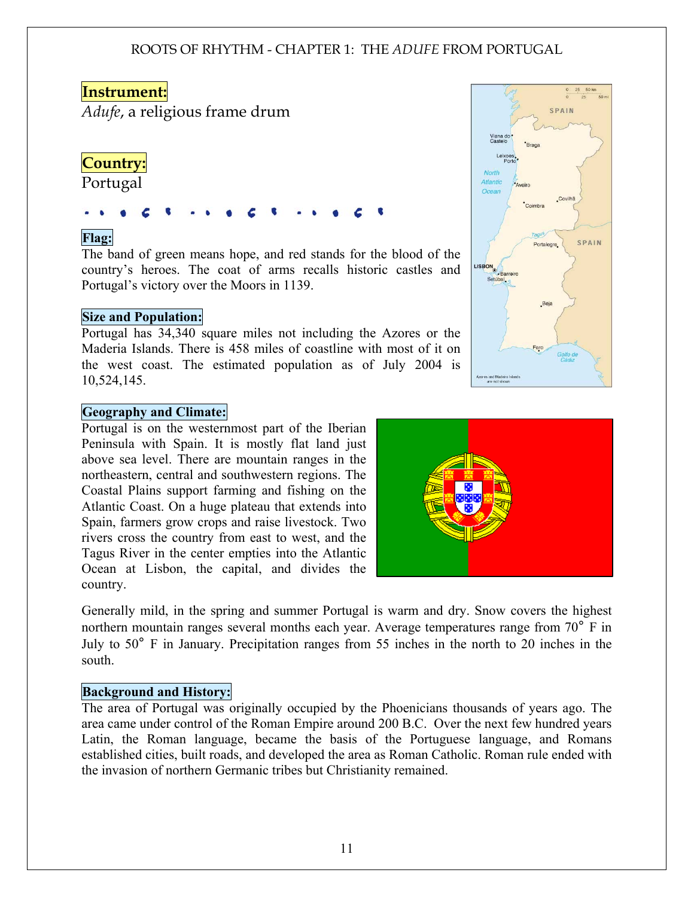**Instrument:**

*Adufe*, a religious frame drum

**Country:**

Portugal

**Flag:**

The band of green means hope, and red stands for the blood of the country's heroes. The coat of arms recalls historic castles and Portugal's victory over the Moors in 1139.

**Size and Population:**

Portugal has 34,340 square miles not including the Azores or the Maderia Islands. There is 458 miles of coastline with most of it on the west coast. The estimated population as of July 2004 is 10,524,145.

**Geography and Climate:**

Portugal is on the westernmost part of the Iberian Peninsula with Spain. It is mostly flat land just above sea level. There are mountain ranges in the northeastern, central and southwestern regions. The Coastal Plains support farming and fishing on the Atlantic Coast. On a huge plateau that extends into Spain, farmers grow crops and raise livestock. Two rivers cross the country from east to west, and the Tagus River in the center empties into the Atlantic Ocean at Lisbon, the capital, and divides the country.

Generally mild, in the spring and summer Portugal is warm and dry. Snow covers the highest northern mountain ranges several months each year. Average temperatures range from 70° F in July to 50° F in January. Precipitation ranges from 55 inches in the north to 20 inches in the south.

**Background and History:**

The area of Portugal was originally occupied by the Phoenicians thousands of years ago. The area came under control of the Roman Empire around 200 B.C. Over the next few hundred years Latin, the Roman language, became the basis of the Portuguese language, and Romans established cities, built roads, and developed the area as Roman Catholic. Roman rule ended with the invasion of northern Germanic tribes but Christianity remained.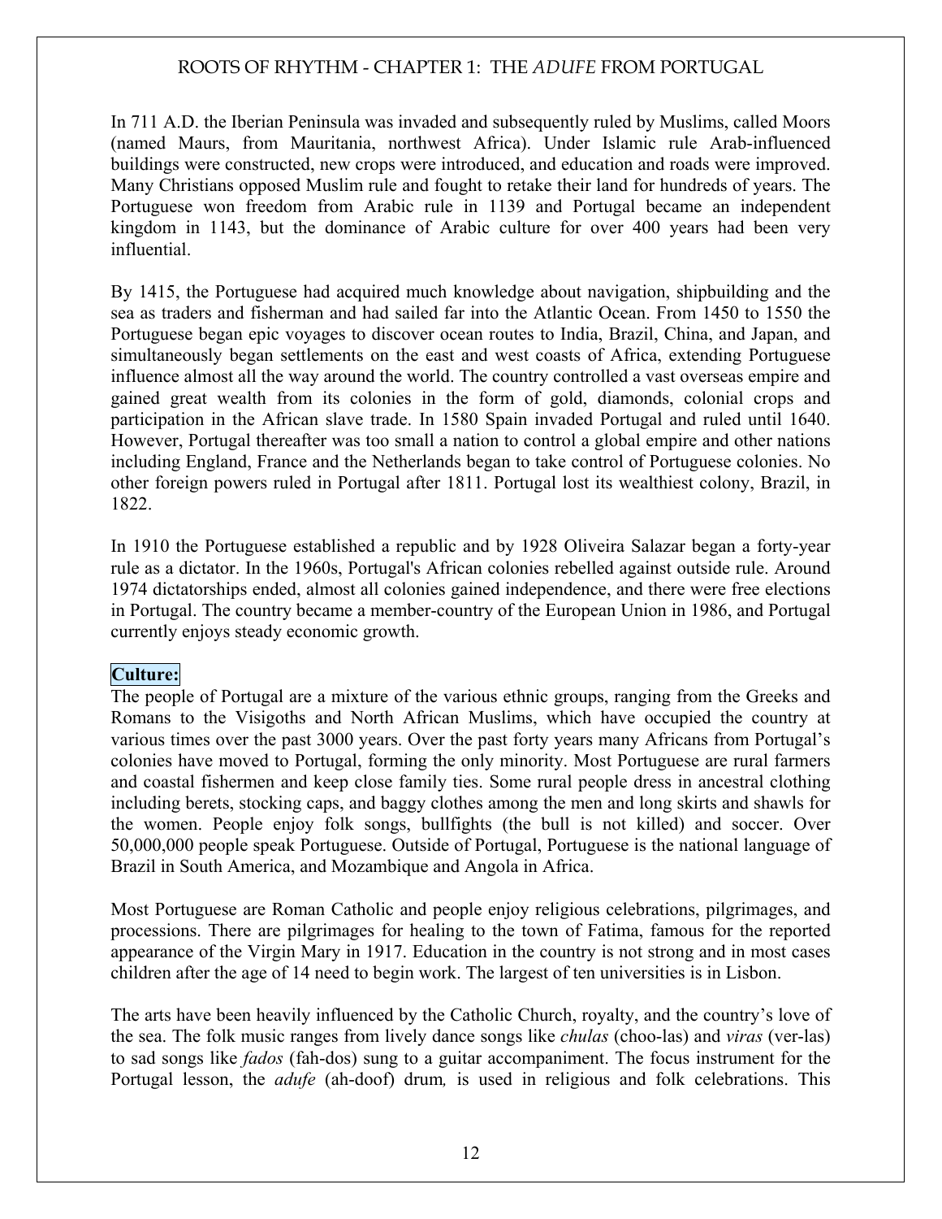In 711 A.D. the Iberian Peninsula was invaded and subsequently ruled by Muslims, called Moors (named Maurs, from Mauritania, northwest Africa). Under Islamic rule Arab-influenced buildings were constructed, new crops were introduced, and education and roads were improved. Many Christians opposed Muslim rule and fought to retake their land for hundreds of years. The Portuguese won freedom from Arabic rule in 1139 and Portugal became an independent kingdom in 1143, but the dominance of Arabic culture for over 400 years had been very influential.

By 1415, the Portuguese had acquired much knowledge about navigation, shipbuilding and the sea as traders and fisherman and had sailed far into the Atlantic Ocean. From 1450 to 1550 the Portuguese began epic voyages to discover ocean routes to India, Brazil, China, and Japan, and simultaneously began settlements on the east and west coasts of Africa, extending Portuguese influence almost all the way around the world. The country controlled a vast overseas empire and gained great wealth from its colonies in the form of gold, diamonds, colonial crops and participation in the African slave trade. In 1580 Spain invaded Portugal and ruled until 1640. However, Portugal thereafter was too small a nation to control a global empire and other nations including England, France and the Netherlands began to take control of Portuguese colonies. No other foreign powers ruled in Portugal after 1811. Portugal lost its wealthiest colony, Brazil, in 1822.

In 1910 the Portuguese established a republic and by 1928 Oliveira Salazar began a forty-year rule as a dictator. In the 1960s, Portugal's African colonies rebelled against outside rule. Around 1974 dictatorships ended, almost all colonies gained independence, and there were free elections in Portugal. The country became a member-country of the European Union in 1986, and Portugal currently enjoys steady economic growth.

**Culture:**

The people of Portugal are a mixture of the various ethnic groups, ranging from the Greeks and Romans to the Visigoths and North African Muslims, which have occupied the country at various times over the past 3000 years. Over the past forty years many Africans from Portugal's colonies have moved to Portugal, forming the only minority. Most Portuguese are rural farmers and coastal fishermen and keep close family ties. Some rural people dress in ancestral clothing including berets, stocking caps, and baggy clothes among the men and long skirts and shawls for the women. People enjoy folk songs, bullfights (the bull is not killed) and soccer. Over 50,000,000 people speak Portuguese. Outside of Portugal, Portuguese is the national language of Brazil in South America, and Mozambique and Angola in Africa.

Most Portuguese are Roman Catholic and people enjoy religious celebrations, pilgrimages, and processions. There are pilgrimages for healing to the town of Fatima, famous for the reported appearance of the Virgin Mary in 1917. Education in the country is not strong and in most cases children after the age of 14 need to begin work. The largest of ten universities is in Lisbon.

The arts have been heavily influenced by the Catholic Church, royalty, and the country's love of the sea. The folk music ranges from lively dance songs like *chulas* (choo-las) and *viras* (ver-las) to sad songs like *fados* (fah-dos) sung to a guitar accompaniment. The focus instrument for the Portugal lesson, the *adufe* (ah-doof) drum*,* is used in religious and folk celebrations. This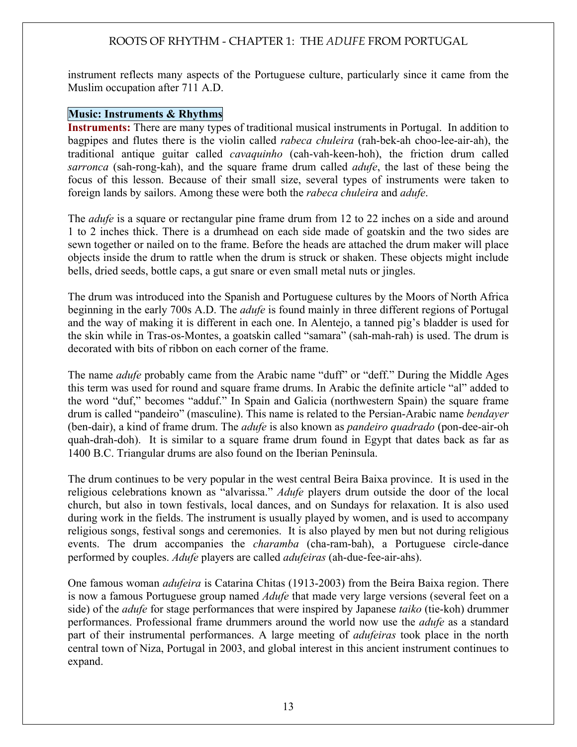instrument reflects many aspects of the Portuguese culture, particularly since it came from the Muslim occupation after 711 A.D.

## Music: Instruments & Rhythms

**Instruments:** There are many types of traditional musical instruments in Portugal. In addition to bagpipes and flutes there is the violin called *rabeca chuleira* (rah-bek-ah choo-lee-air-ah), the traditional antique guitar called *cavaquinho* (cah-vah-keen-hoh), the friction drum called *sarronca* (sah-rong-kah), and the square frame drum called *adufe*, the last of these being the focus of this lesson. Because of their small size, several types of instruments were taken to foreign lands by sailors. Among these were both the *rabeca chuleira* and *adufe*.

The *adufe* is a square or rectangular pine frame drum from 12 to 22 inches on a side and around 1 to 2 inches thick. There is a drumhead on each side made of goatskin and the two sides are sewn together or nailed on to the frame. Before the heads are attached the drum maker will place objects inside the drum to rattle when the drum is struck or shaken. These objects might include bells, dried seeds, bottle caps, a gut snare or even small metal nuts or jingles.

The drum was introduced into the Spanish and Portuguese cultures by the Moors of North Africa beginning in the early 700s A.D. The *adufe* is found mainly in three different regions of Portugal and the way of making it is different in each one. In Alentejo, a tanned pig's bladder is used for the skin while in Tras-os-Montes, a goatskin called "samara" (sah-mah-rah) is used. The drum is decorated with bits of ribbon on each corner of the frame.

The name *adufe* probably came from the Arabic name "duff" or "deff." During the Middle Ages this term was used for round and square frame drums. In Arabic the definite article "al" added to the word "duf," becomes "adduf." In Spain and Galicia (northwestern Spain) the square frame drum is called "pandeiro" (masculine). This name is related to the Persian-Arabic name *bendayer* (ben-dair), a kind of frame drum. The *adufe* is also known as *pandeiro quadrado* (pon-dee-air-oh quah-drah-doh). It is similar to a square frame drum found in Egypt that dates back as far as 1400 B.C. Triangular drums are also found on the Iberian Peninsula.

The drum continues to be very popular in the west central Beira Baixa province. It is used in the religious celebrations known as "alvarissa." *Adufe* players drum outside the door of the local church, but also in town festivals, local dances, and on Sundays for relaxation. It is also used during work in the fields. The instrument is usually played by women, and is used to accompany religious songs, festival songs and ceremonies. It is also played by men but not during religious events. The drum accompanies the *charamba* (cha-ram-bah), a Portuguese circle-dance performed by couples. *Adufe* players are called *adufeiras* (ah-due-fee-air-ahs).

One famous woman *adufeira* is Catarina Chitas (1913-2003) from the Beira Baixa region. There is now a famous Portuguese group named *Adufe* that made very large versions (several feet on a side) of the *adufe* for stage performances that were inspired by Japanese *taiko* (tie-koh) drummer performances. Professional frame drummers around the world now use the *adufe* as a standard part of their instrumental performances. A large meeting of *adufeiras* took place in the north central town of Niza, Portugal in 2003, and global interest in this ancient instrument continues to expand.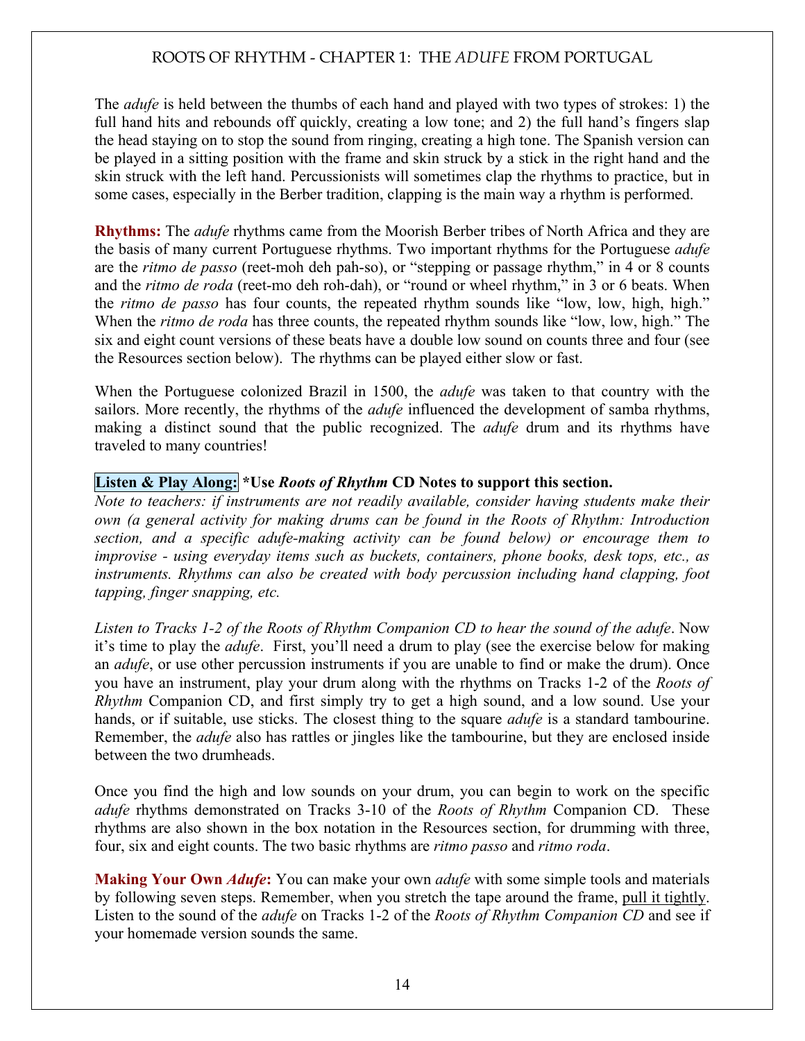The *adufe* is held between the thumbs of each hand and played with two types of strokes: 1) the full hand hits and rebounds off quickly, creating a low tone; and 2) the full hand's fingers slap the head staying on to stop the sound from ringing, creating a high tone. The Spanish version can be played in a sitting position with the frame and skin struck by a stick in the right hand and the skin struck with the left hand. Percussionists will sometimes clap the rhythms to practice, but in some cases, especially in the Berber tradition, clapping is the main way a rhythm is performed.

**Rhythms:** The *adufe* rhythms came from the Moorish Berber tribes of North Africa and they are the basis of many current Portuguese rhythms. Two important rhythms for the Portuguese *adufe* are the *ritmo de passo* (reet-moh deh pah-so), or "stepping or passage rhythm," in 4 or 8 counts and the *ritmo de roda* (reet-mo deh roh-dah), or "round or wheel rhythm," in 3 or 6 beats. When the *ritmo de passo* has four counts, the repeated rhythm sounds like "low, low, high, high." When the *ritmo de roda* has three counts, the repeated rhythm sounds like "low, low, high." The six and eight count versions of these beats have a double low sound on counts three and four (see the Resources section below). The rhythms can be played either slow or fast.

When the Portuguese colonized Brazil in 1500, the *adufe* was taken to that country with the sailors. More recently, the rhythms of the *adufe* influenced the development of samba rhythms, making a distinct sound that the public recognized. The *adufe* drum and its rhythms have traveled to many countries!

**Listen & Play Along:** **\*Use *Roots of Rhythm* CD Notes to support this section.**

*Note to teachers: if instruments are not readily available, consider having students make their own (a general activity for making drums can be found in the Roots of Rhythm: Introduction section, and a specific adufe-making activity can be found below) or encourage them to improvise - using everyday items such as buckets, containers, phone books, desk tops, etc., as instruments. Rhythms can also be created with body percussion including hand clapping, foot tapping, finger snapping, etc.*

*Listen to Tracks 1-2 of the Roots of Rhythm Companion CD to hear the sound of the adufe*. Now it's time to play the *adufe*. First, you'll need a drum to play (see the exercise below for making an *adufe*, or use other percussion instruments if you are unable to find or make the drum). Once you have an instrument, play your drum along with the rhythms on Tracks 1-2 of the *Roots of Rhythm* Companion CD, and first simply try to get a high sound, and a low sound. Use your hands, or if suitable, use sticks. The closest thing to the square *adufe* is a standard tambourine. Remember, the *adufe* also has rattles or jingles like the tambourine, but they are enclosed inside between the two drumheads.

Once you find the high and low sounds on your drum, you can begin to work on the specific *adufe* rhythms demonstrated on Tracks 3-10 of the *Roots of Rhythm* Companion CD. These rhythms are also shown in the box notation in the Resources section, for drumming with three, four, six and eight counts. The two basic rhythms are *ritmo passo* and *ritmo roda*.

**Making Your Own *Adufe*:** You can make your own *adufe* with some simple tools and materials by following seven steps. Remember, when you stretch the tape around the frame, <u>pull it tightly</u>. Listen to the sound of the *adufe* on Tracks 1-2 of the *Roots of Rhythm Companion CD* and see if your homemade version sounds the same.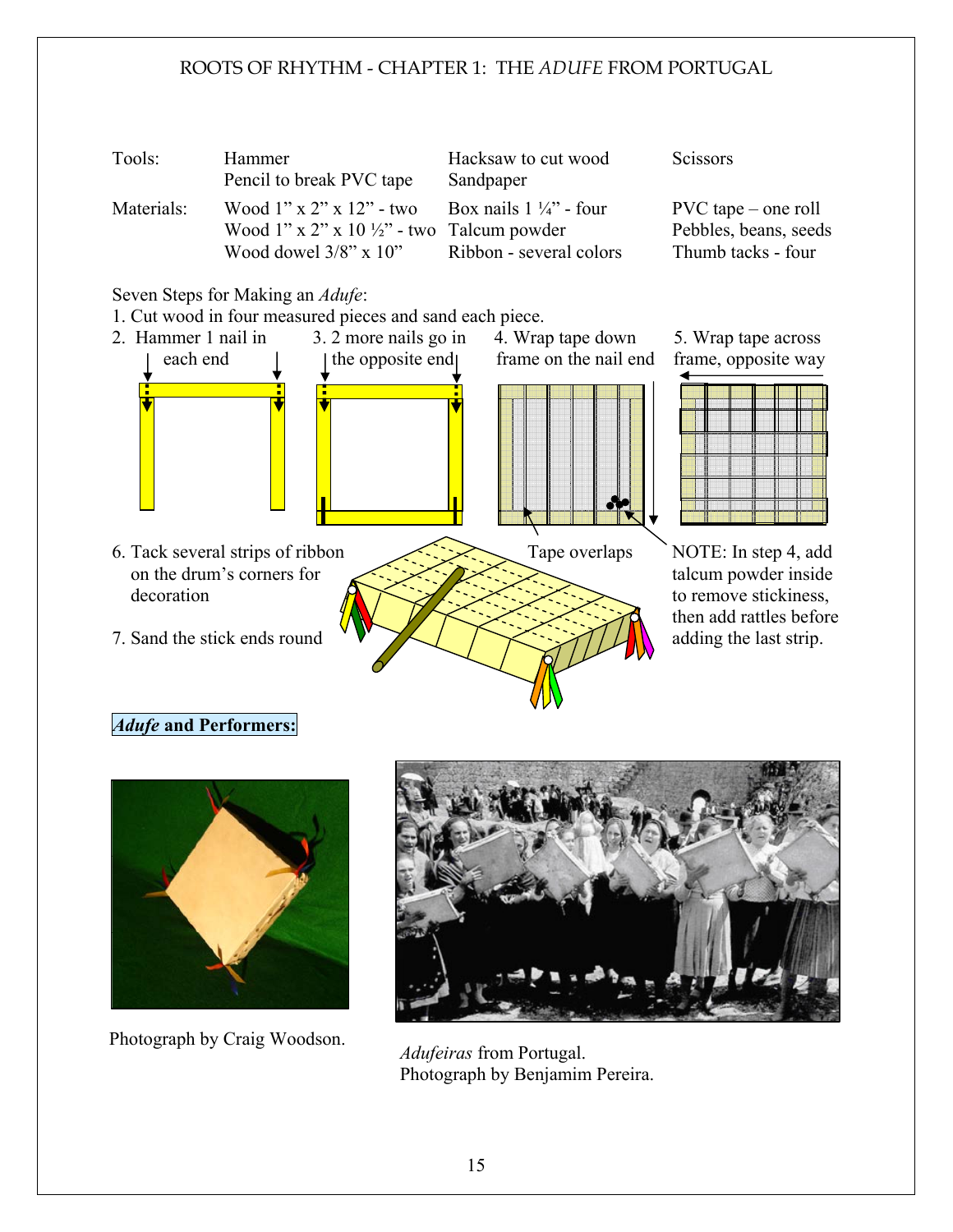Tools: Hammer; Pencil to break PVC tape; Hacksaw to cut wood; Sandpaper; Scissors

Materials:

| | | |
|---|---|---|
| Wood 1" x 2" x 12" - two | Box nails 1 ¼" - four | PVC tape – one roll |
| Wood 1" x 2" x 10 ½" - two | Talcum powder | Pebbles, beans, seeds |
| Wood dowel 3/8" x 10" | Ribbon - several colors | Thumb tacks - four |

Seven Steps for Making an *Adufe*:

1. Cut wood in four measured pieces and sand each piece.
2. Hammer 1 nail in each end
3. 2 more nails go in the opposite end
4. Wrap tape down frame on the nail end
5. Wrap tape across frame, opposite way
6. Tack several strips of ribbon on the drum's corners for decoration
7. Sand the stick ends round

Tape overlaps

NOTE: In step 4, add talcum powder inside to remove stickiness, then add rattles before adding the last strip.

***Adufe* and Performers:**

Photograph by Craig Woodson.

*Adufeiras* from Portugal.
Photograph by Benjamim Pereira.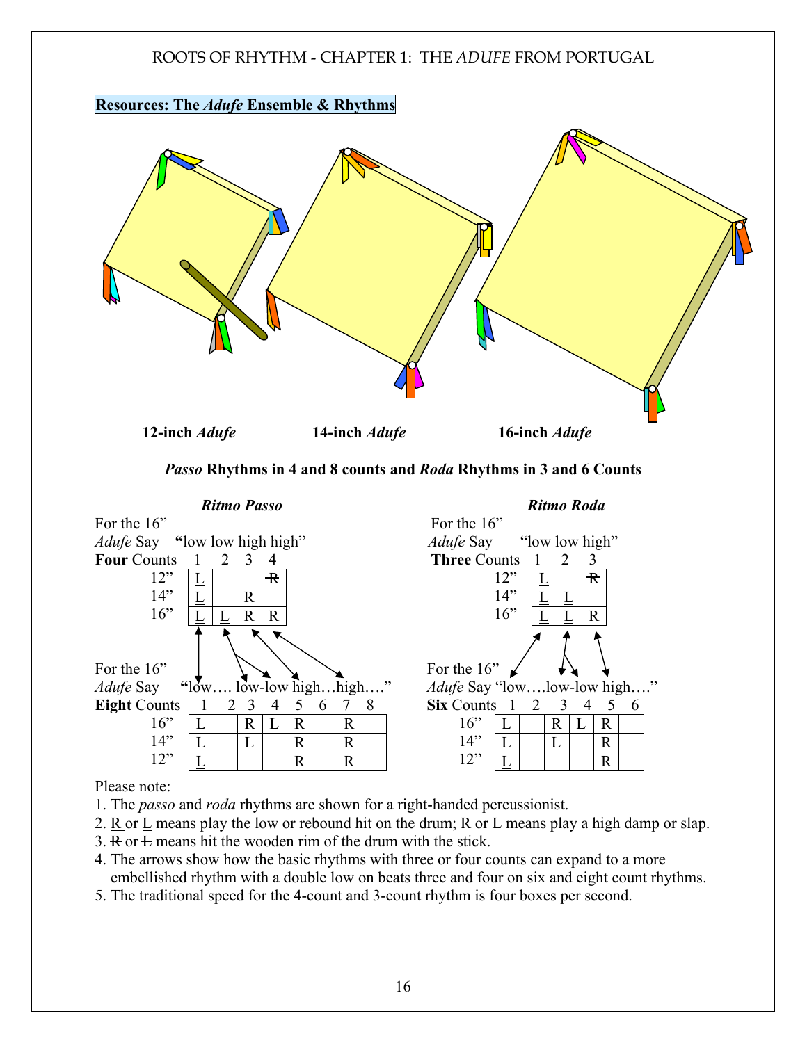**Resources: The *Adufe* Ensemble & Rhythms**

**12-inch *Adufe*** **14-inch *Adufe*** **16-inch *Adufe***

### ***Passo* Rhythms in 4 and 8 counts and *Roda* Rhythms in 3 and 6 Counts**

#### ***Ritmo Passo***

For the 16" *Adufe* Say **"**low low high high"

| **Four** Counts | 1 | 2 | 3 | 4 |
|---|---|---|---|---|
| 12" | <u>L</u> | | | ~~R~~ |
| 14" | <u>L</u> | | R | |
| 16" | <u>L</u> | <u>L</u> | R | R |

For the 16" *Adufe* Say **"**low…. low-low high…high…."

| **Eight** Counts | 1 | 2 | 3 | 4 | 5 | 6 | 7 | 8 |
|---|---|---|---|---|---|---|---|---|
| 16" | <u>L</u> | | <u>R</u> | <u>L</u> | R | | R | |
| 14" | <u>L</u> | | <u>L</u> | | R | | R | |
| 12" | <u>L</u> | | | | ~~R~~ | | ~~R~~ | |

#### ***Ritmo Roda***

For the 16" *Adufe* Say "low low high"

| **Three** Counts | 1 | 2 | 3 |
|---|---|---|---|
| 12" | <u>L</u> | | ~~R~~ |
| 14" | <u>L</u> | <u>L</u> | |
| 16" | <u>L</u> | <u>L</u> | R |

For the 16" *Adufe* Say "low….low-low high…."

| **Six** Counts | 1 | 2 | 3 | 4 | 5 | 6 |
|---|---|---|---|---|---|---|
| 16" | <u>L</u> | | <u>R</u> | <u>L</u> | R | |
| 14" | <u>L</u> | | <u>L</u> | | R | |
| 12" | <u>L</u> | | | | ~~R~~ | |

Please note:

1. The *passo* and *roda* rhythms are shown for a right-handed percussionist.
2. <u>R</u> or <u>L</u> means play the low or rebound hit on the drum; R or L means play a high damp or slap.
3. ~~R~~ or ~~L~~ means hit the wooden rim of the drum with the stick.
4. The arrows show how the basic rhythms with three or four counts can expand to a more embellished rhythm with a double low on beats three and four on six and eight count rhythms.
5. The traditional speed for the 4-count and 3-count rhythm is four boxes per second.